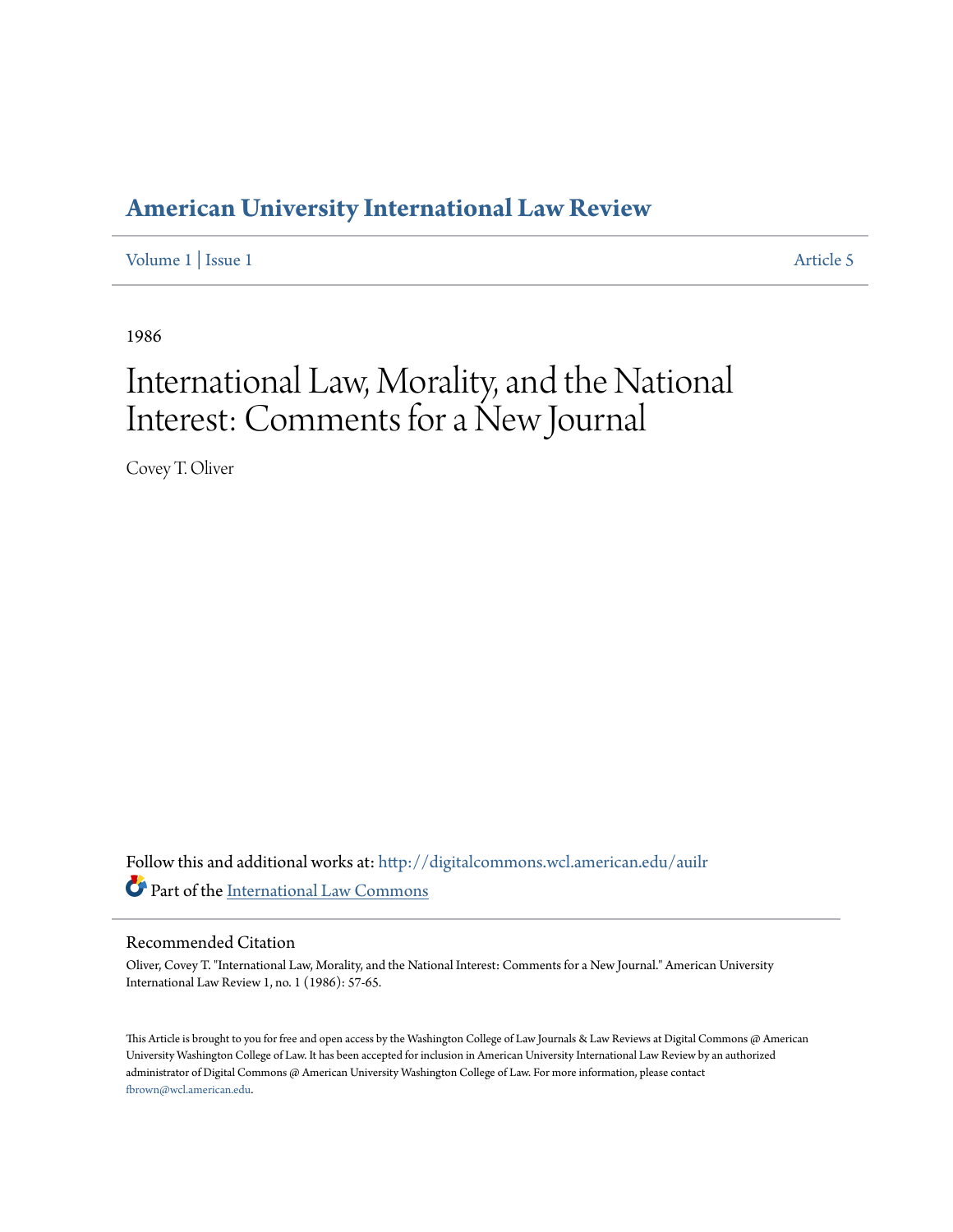# American University International Law Review

Volume 1 | Issue 1 Article 5

1986

# International Law, Morality, and the National Interest: Comments for a New Journal

Covey T. Oliver

Follow this and additional works at: http://digitalcommons.wcl.american.edu/auilr

Part of the International Law Commons

## Recommended Citation

Oliver, Covey T. "International Law, Morality, and the National Interest: Comments for a New Journal." American University International Law Review 1, no. 1 (1986): 57-65.

This Article is brought to you for free and open access by the Washington College of Law Journals & Law Reviews at Digital Commons @ American University Washington College of Law. It has been accepted for inclusion in American University International Law Review by an authorized administrator of Digital Commons @ American University Washington College of Law. For more information, please contact fbrown@wcl.american.edu.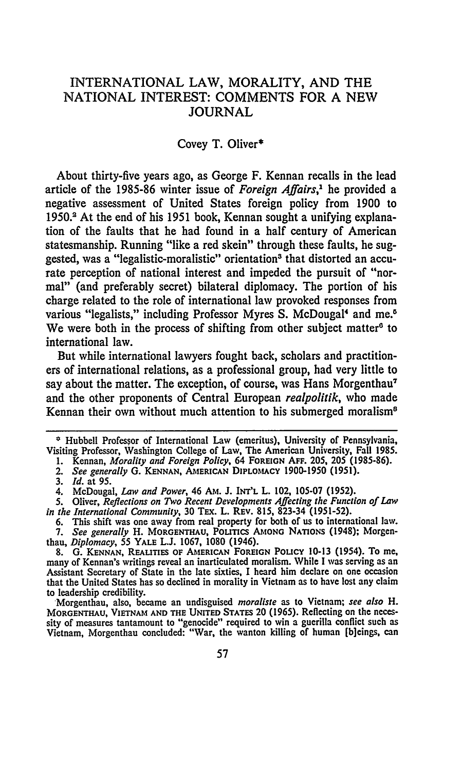# INTERNATIONAL LAW, MORALITY, AND THE NATIONAL INTEREST: COMMENTS FOR A NEW JOURNAL

Covey T. Oliver*

About thirty-five years ago, as George F. Kennan recalls in the lead article of the 1985-86 winter issue of *Foreign Affairs*,[1] he provided a negative assessment of United States foreign policy from 1900 to 1950.[2] At the end of his 1951 book, Kennan sought a unifying explanation of the faults that he had found in a half century of American statesmanship. Running "like a red skein" through these faults, he suggested, was a "legalistic-moralistic" orientation[3] that distorted an accurate perception of national interest and impeded the pursuit of "normal" (and preferably secret) bilateral diplomacy. The portion of his charge related to the role of international law provoked responses from various "legalists," including Professor Myres S. McDougal[4] and me.[5] We were both in the process of shifting from other subject matter[6] to international law.

But while international lawyers fought back, scholars and practitioners of international relations, as a professional group, had very little to say about the matter. The exception, of course, was Hans Morgenthau[7] and the other proponents of Central European *realpolitik*, who made Kennan their own without much attention to his submerged moralism[8]

---

* Hubbell Professor of International Law (emeritus), University of Pennsylvania, Visiting Professor, Washington College of Law, The American University, Fall 1985.

1. Kennan, *Morality and Foreign Policy*, 64 FOREIGN AFF. 205, 205 (1985-86).

2. *See generally* G. KENNAN, AMERICAN DIPLOMACY 1900-1950 (1951).

3. *Id.* at 95.

4. McDougal, *Law and Power*, 46 AM. J. INT'L L. 102, 105-07 (1952).

5. Oliver, *Reflections on Two Recent Developments Affecting the Function of Law in the International Community*, 30 TEX. L. REV. 815, 823-34 (1951-52).

6. This shift was one away from real property for both of us to international law.

7. *See generally* H. MORGENTHAU, POLITICS AMONG NATIONS (1948); Morgenthau, *Diplomacy*, 55 YALE L.J. 1067, 1080 (1946).

8. G. KENNAN, REALITIES OF AMERICAN FOREIGN POLICY 10-13 (1954). To me, many of Kennan's writings reveal an inarticulated moralism. While I was serving as an Assistant Secretary of State in the late sixties, I heard him declare on one occasion that the United States has so declined in morality in Vietnam as to have lost any claim to leadership credibility.

Morgenthau, also, became an undisguised *moraliste* as to Vietnam; *see also* H. MORGENTHAU, VIETNAM AND THE UNITED STATES 20 (1965). Reflecting on the necessity of measures tantamount to "genocide" required to win a guerilla conflict such as Vietnam, Morgenthau concluded: "War, the wanton killing of human [b]eings, can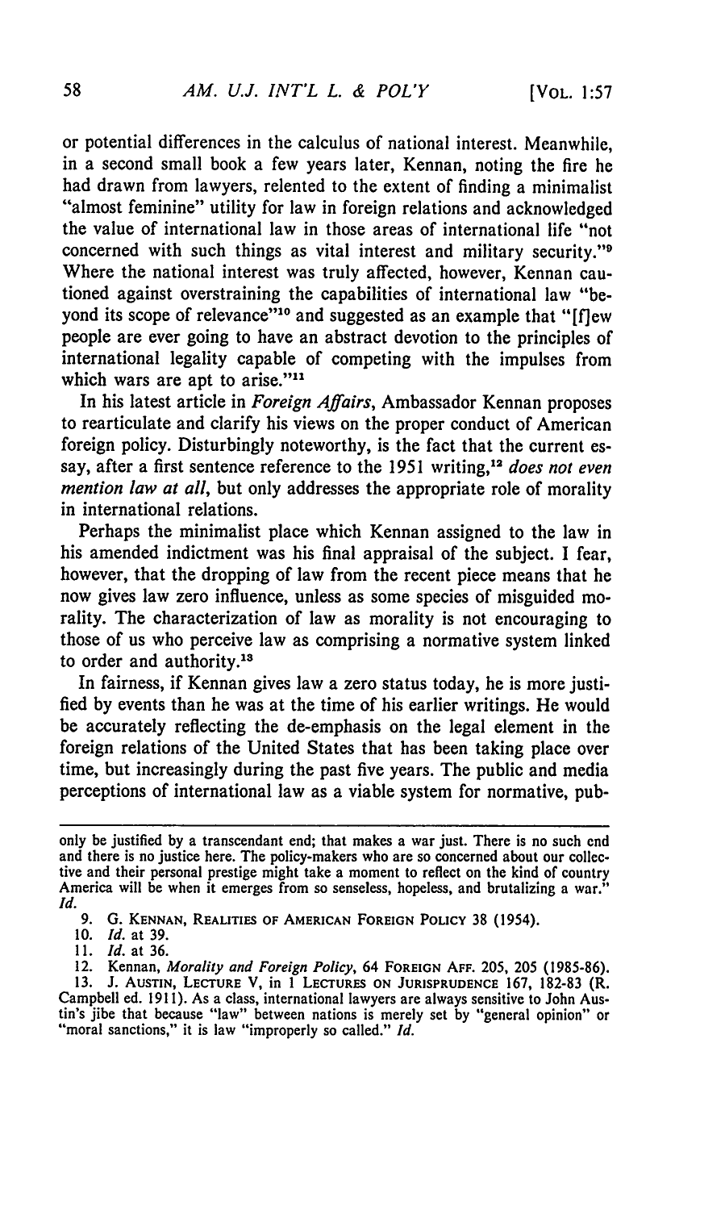or potential differences in the calculus of national interest. Meanwhile, in a second small book a few years later, Kennan, noting the fire he had drawn from lawyers, relented to the extent of finding a minimalist "almost feminine" utility for law in foreign relations and acknowledged the value of international law in those areas of international life "not concerned with such things as vital interest and military security."[9] Where the national interest was truly affected, however, Kennan cautioned against overstraining the capabilities of international law "beyond its scope of relevance"[10] and suggested as an example that "[f]ew people are ever going to have an abstract devotion to the principles of international legality capable of competing with the impulses from which wars are apt to arise."[11]

In his latest article in *Foreign Affairs*, Ambassador Kennan proposes to rearticulate and clarify his views on the proper conduct of American foreign policy. Disturbingly noteworthy, is the fact that the current essay, after a first sentence reference to the 1951 writing,[12] *does not even mention law at all*, but only addresses the appropriate role of morality in international relations.

Perhaps the minimalist place which Kennan assigned to the law in his amended indictment was his final appraisal of the subject. I fear, however, that the dropping of law from the recent piece means that he now gives law zero influence, unless as some species of misguided morality. The characterization of law as morality is not encouraging to those of us who perceive law as comprising a normative system linked to order and authority.[13]

In fairness, if Kennan gives law a zero status today, he is more justified by events than he was at the time of his earlier writings. He would be accurately reflecting the de-emphasis on the legal element in the foreign relations of the United States that has been taking place over time, but increasingly during the past five years. The public and media perceptions of international law as a viable system for normative, pub-

---

only be justified by a transcendant end; that makes a war just. There is no such end and there is no justice here. The policy-makers who are so concerned about our collective and their personal prestige might take a moment to reflect on the kind of country America will be when it emerges from so senseless, hopeless, and brutalizing a war." *Id.*

9. G. KENNAN, REALITIES OF AMERICAN FOREIGN POLICY 38 (1954).

10. *Id.* at 39.

11. *Id.* at 36.

12. Kennan, *Morality and Foreign Policy*, 64 FOREIGN AFF. 205, 205 (1985-86).

13. J. AUSTIN, LECTURE V, in 1 LECTURES ON JURISPRUDENCE 167, 182-83 (R. Campbell ed. 1911). As a class, international lawyers are always sensitive to John Austin's jibe that because "law" between nations is merely set by "general opinion" or "moral sanctions," it is law "improperly so called." *Id.*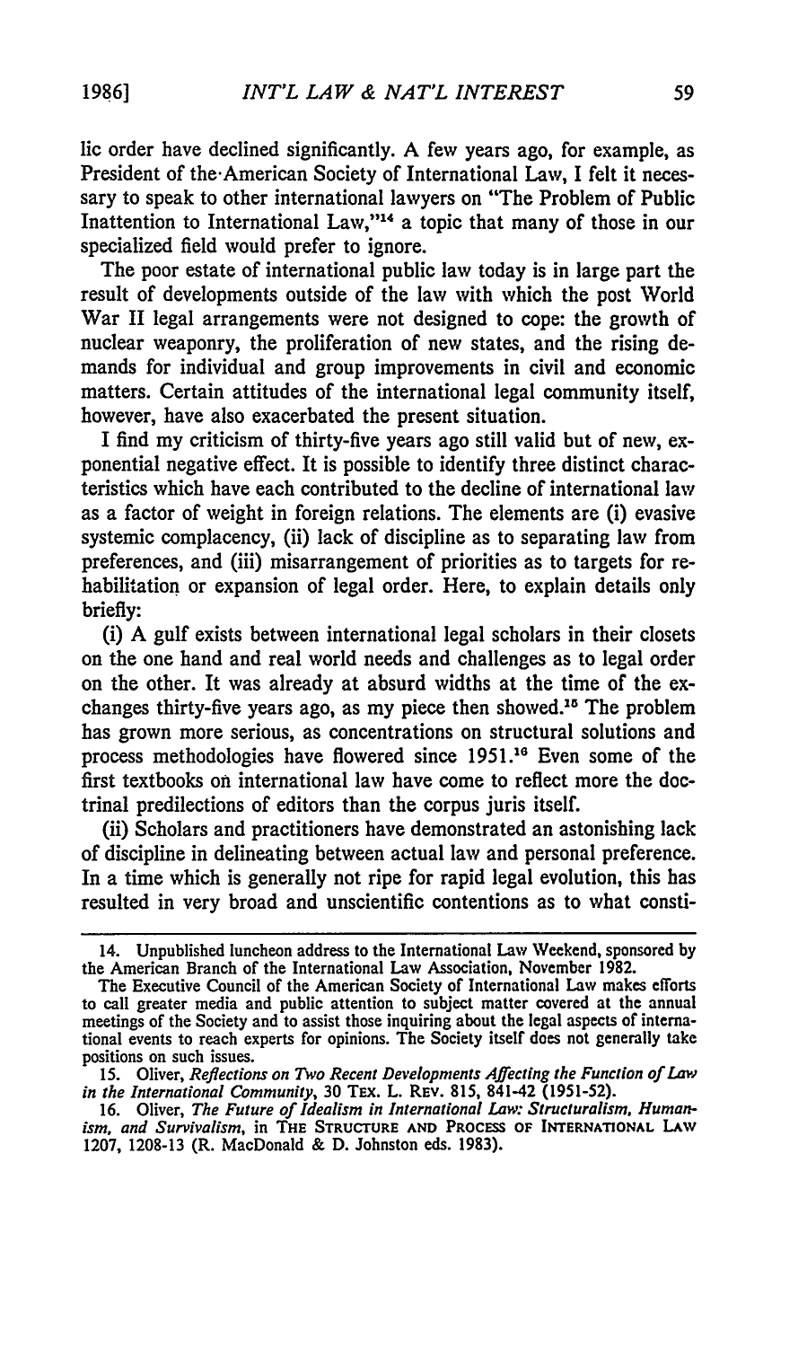lic order have declined significantly. A few years ago, for example, as President of the American Society of International Law, I felt it necessary to speak to other international lawyers on "The Problem of Public Inattention to International Law,"[14] a topic that many of those in our specialized field would prefer to ignore.

The poor estate of international public law today is in large part the result of developments outside of the law with which the post World War II legal arrangements were not designed to cope: the growth of nuclear weaponry, the proliferation of new states, and the rising demands for individual and group improvements in civil and economic matters. Certain attitudes of the international legal community itself, however, have also exacerbated the present situation.

I find my criticism of thirty-five years ago still valid but of new, exponential negative effect. It is possible to identify three distinct characteristics which have each contributed to the decline of international law as a factor of weight in foreign relations. The elements are (i) evasive systemic complacency, (ii) lack of discipline as to separating law from preferences, and (iii) misarrangement of priorities as to targets for rehabilitation or expansion of legal order. Here, to explain details only briefly:

(i) A gulf exists between international legal scholars in their closets on the one hand and real world needs and challenges as to legal order on the other. It was already at absurd widths at the time of the exchanges thirty-five years ago, as my piece then showed.[15] The problem has grown more serious, as concentrations on structural solutions and process methodologies have flowered since 1951.[16] Even some of the first textbooks on international law have come to reflect more the doctrinal predilections of editors than the corpus juris itself.

(ii) Scholars and practitioners have demonstrated an astonishing lack of discipline in delineating between actual law and personal preference. In a time which is generally not ripe for rapid legal evolution, this has resulted in very broad and unscientific contentions as to what consti-

---

14. Unpublished luncheon address to the International Law Weekend, sponsored by the American Branch of the International Law Association, November 1982.

The Executive Council of the American Society of International Law makes efforts to call greater media and public attention to subject matter covered at the annual meetings of the Society and to assist those inquiring about the legal aspects of international events to reach experts for opinions. The Society itself does not generally take positions on such issues.

15. Oliver, *Reflections on Two Recent Developments Affecting the Function of Law in the International Community*, 30 TEX. L. REV. 815, 841-42 (1951-52).

16. Oliver, *The Future of Idealism in International Law: Structuralism, Humanism, and Survivalism*, in THE STRUCTURE AND PROCESS OF INTERNATIONAL LAW 1207, 1208-13 (R. MacDonald & D. Johnston eds. 1983).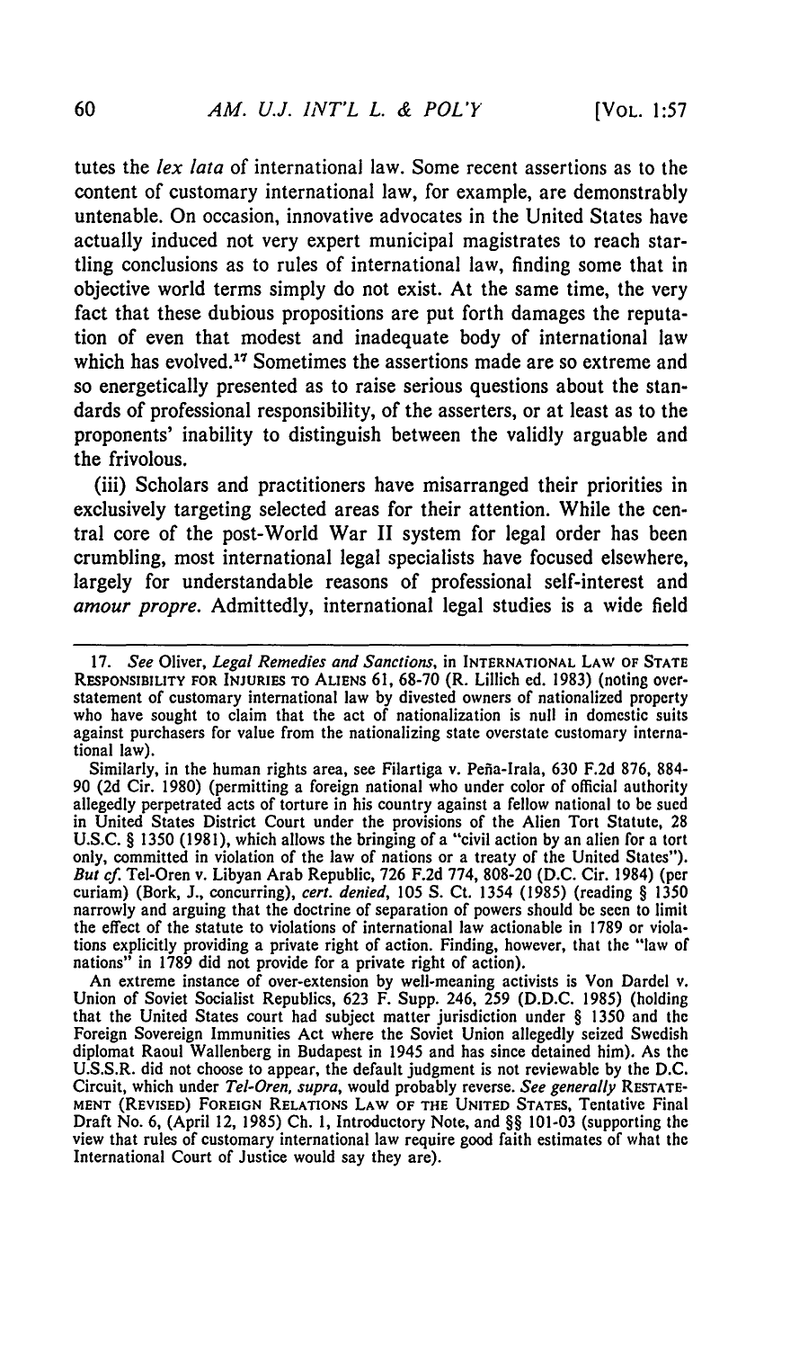tutes the *lex lata* of international law. Some recent assertions as to the content of customary international law, for example, are demonstrably untenable. On occasion, innovative advocates in the United States have actually induced not very expert municipal magistrates to reach startling conclusions as to rules of international law, finding some that in objective world terms simply do not exist. At the same time, the very fact that these dubious propositions are put forth damages the reputation of even that modest and inadequate body of international law which has evolved.[17] Sometimes the assertions made are so extreme and so energetically presented as to raise serious questions about the standards of professional responsibility, of the asserters, or at least as to the proponents' inability to distinguish between the validly arguable and the frivolous.

(iii) Scholars and practitioners have misarranged their priorities in exclusively targeting selected areas for their attention. While the central core of the post-World War II system for legal order has been crumbling, most international legal specialists have focused elsewhere, largely for understandable reasons of professional self-interest and *amour propre*. Admittedly, international legal studies is a wide field

---

17. *See* Oliver, *Legal Remedies and Sanctions*, in INTERNATIONAL LAW OF STATE RESPONSIBILITY FOR INJURIES TO ALIENS 61, 68-70 (R. Lillich ed. 1983) (noting overstatement of customary international law by divested owners of nationalized property who have sought to claim that the act of nationalization is null in domestic suits against purchasers for value from the nationalizing state overstate customary international law).

Similarly, in the human rights area, see Filartiga v. Peña-Irala, 630 F.2d 876, 884-90 (2d Cir. 1980) (permitting a foreign national who under color of official authority allegedly perpetrated acts of torture in his country against a fellow national to be sued in United States District Court under the provisions of the Alien Tort Statute, 28 U.S.C. § 1350 (1981), which allows the bringing of a "civil action by an alien for a tort only, committed in violation of the law of nations or a treaty of the United States"). *But cf.* Tel-Oren v. Libyan Arab Republic, 726 F.2d 774, 808-20 (D.C. Cir. 1984) (per curiam) (Bork, J., concurring), *cert. denied*, 105 S. Ct. 1354 (1985) (reading § 1350 narrowly and arguing that the doctrine of separation of powers should be seen to limit the effect of the statute to violations of international law actionable in 1789 or violations explicitly providing a private right of action. Finding, however, that the "law of nations" in 1789 did not provide for a private right of action).

An extreme instance of over-extension by well-meaning activists is Von Dardel v. Union of Soviet Socialist Republics, 623 F. Supp. 246, 259 (D.D.C. 1985) (holding that the United States court had subject matter jurisdiction under § 1350 and the Foreign Sovereign Immunities Act where the Soviet Union allegedly seized Swedish diplomat Raoul Wallenberg in Budapest in 1945 and has since detained him). As the U.S.S.R. did not choose to appear, the default judgment is not reviewable by the D.C. Circuit, which under *Tel-Oren, supra*, would probably reverse. *See generally* RESTATEMENT (REVISED) FOREIGN RELATIONS LAW OF THE UNITED STATES, Tentative Final Draft No. 6, (April 12, 1985) Ch. 1, Introductory Note, and §§ 101-03 (supporting the view that rules of customary international law require good faith estimates of what the International Court of Justice would say they are).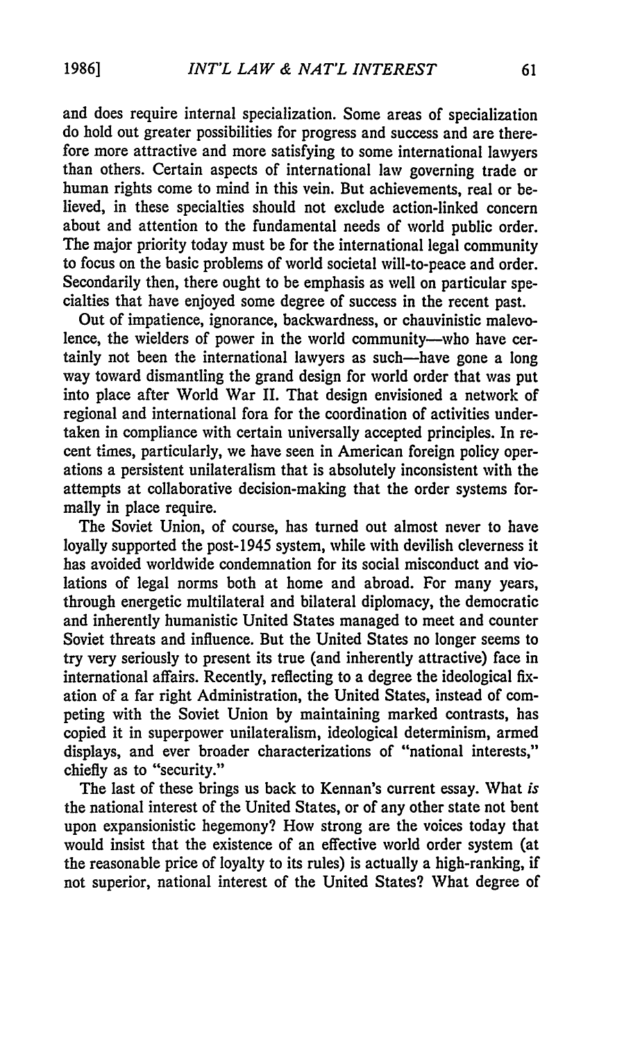and does require internal specialization. Some areas of specialization do hold out greater possibilities for progress and success and are therefore more attractive and more satisfying to some international lawyers than others. Certain aspects of international law governing trade or human rights come to mind in this vein. But achievements, real or believed, in these specialties should not exclude action-linked concern about and attention to the fundamental needs of world public order. The major priority today must be for the international legal community to focus on the basic problems of world societal will-to-peace and order. Secondarily then, there ought to be emphasis as well on particular specialties that have enjoyed some degree of success in the recent past.

Out of impatience, ignorance, backwardness, or chauvinistic malevolence, the wielders of power in the world community—who have certainly not been the international lawyers as such—have gone a long way toward dismantling the grand design for world order that was put into place after World War II. That design envisioned a network of regional and international fora for the coordination of activities undertaken in compliance with certain universally accepted principles. In recent times, particularly, we have seen in American foreign policy operations a persistent unilateralism that is absolutely inconsistent with the attempts at collaborative decision-making that the order systems formally in place require.

The Soviet Union, of course, has turned out almost never to have loyally supported the post-1945 system, while with devilish cleverness it has avoided worldwide condemnation for its social misconduct and violations of legal norms both at home and abroad. For many years, through energetic multilateral and bilateral diplomacy, the democratic and inherently humanistic United States managed to meet and counter Soviet threats and influence. But the United States no longer seems to try very seriously to present its true (and inherently attractive) face in international affairs. Recently, reflecting to a degree the ideological fixation of a far right Administration, the United States, instead of competing with the Soviet Union by maintaining marked contrasts, has copied it in superpower unilateralism, ideological determinism, armed displays, and ever broader characterizations of "national interests," chiefly as to "security."

The last of these brings us back to Kennan's current essay. What *is* the national interest of the United States, or of any other state not bent upon expansionistic hegemony? How strong are the voices today that would insist that the existence of an effective world order system (at the reasonable price of loyalty to its rules) is actually a high-ranking, if not superior, national interest of the United States? What degree of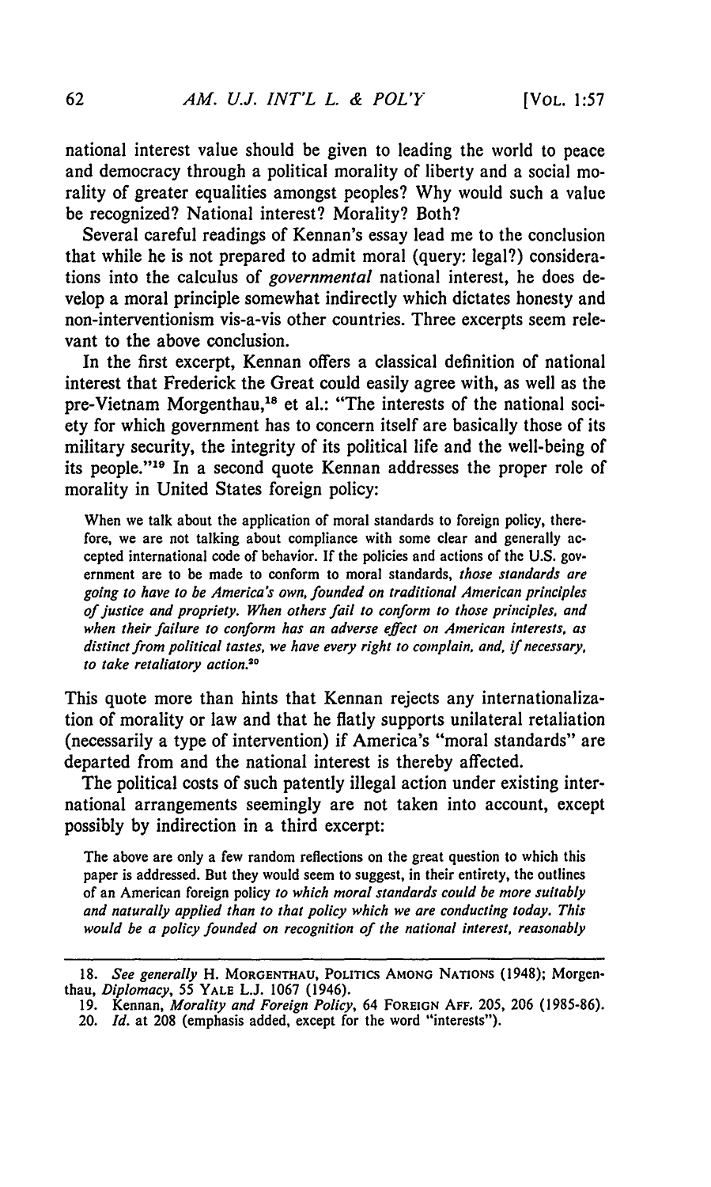national interest value should be given to leading the world to peace and democracy through a political morality of liberty and a social morality of greater equalities amongst peoples? Why would such a value be recognized? National interest? Morality? Both?

Several careful readings of Kennan's essay lead me to the conclusion that while he is not prepared to admit moral (query: legal?) considerations into the calculus of *governmental* national interest, he does develop a moral principle somewhat indirectly which dictates honesty and non-interventionism vis-a-vis other countries. Three excerpts seem relevant to the above conclusion.

In the first excerpt, Kennan offers a classical definition of national interest that Frederick the Great could easily agree with, as well as the pre-Vietnam Morgenthau,[18] et al.: "The interests of the national society for which government has to concern itself are basically those of its military security, the integrity of its political life and the well-being of its people."[19] In a second quote Kennan addresses the proper role of morality in United States foreign policy:

> When we talk about the application of moral standards to foreign policy, therefore, we are not talking about compliance with some clear and generally accepted international code of behavior. If the policies and actions of the U.S. government are to be made to conform to moral standards, *those standards are going to have to be America's own, founded on traditional American principles of justice and propriety. When others fail to conform to those principles, and when their failure to conform has an adverse effect on American interests, as distinct from political tastes, we have every right to complain, and, if necessary, to take retaliatory action.*[20]

This quote more than hints that Kennan rejects any internationalization of morality or law and that he flatly supports unilateral retaliation (necessarily a type of intervention) if America's "moral standards" are departed from and the national interest is thereby affected.

The political costs of such patently illegal action under existing international arrangements seemingly are not taken into account, except possibly by indirection in a third excerpt:

> The above are only a few random reflections on the great question to which this paper is addressed. But they would seem to suggest, in their entirety, the outlines of an American foreign policy *to which moral standards could be more suitably and naturally applied than to that policy which we are conducting today. This would be a policy founded on recognition of the national interest, reasonably*

---

18. *See generally* H. MORGENTHAU, POLITICS AMONG NATIONS (1948); Morgenthau, *Diplomacy*, 55 YALE L.J. 1067 (1946).

19. Kennan, *Morality and Foreign Policy*, 64 FOREIGN AFF. 205, 206 (1985-86).

20. *Id.* at 208 (emphasis added, except for the word "interests").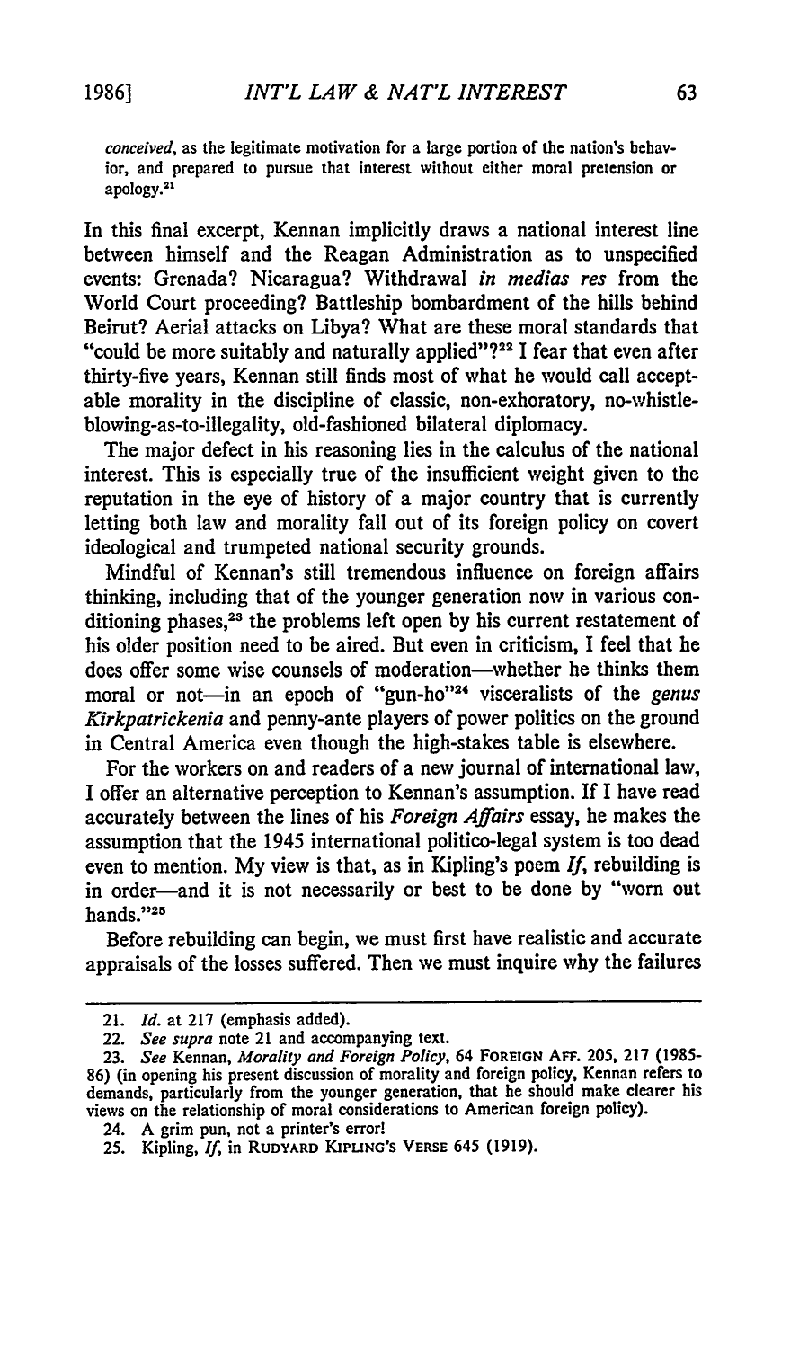*conceived*, as the legitimate motivation for a large portion of the nation's behavior, and prepared to pursue that interest without either moral pretension or apology.[21]

In this final excerpt, Kennan implicitly draws a national interest line between himself and the Reagan Administration as to unspecified events: Grenada? Nicaragua? Withdrawal *in medias res* from the World Court proceeding? Battleship bombardment of the hills behind Beirut? Aerial attacks on Libya? What are these moral standards that "could be more suitably and naturally applied"?[22] I fear that even after thirty-five years, Kennan still finds most of what he would call acceptable morality in the discipline of classic, non-exhoratory, no-whistle-blowing-as-to-illegality, old-fashioned bilateral diplomacy.

The major defect in his reasoning lies in the calculus of the national interest. This is especially true of the insufficient weight given to the reputation in the eye of history of a major country that is currently letting both law and morality fall out of its foreign policy on covert ideological and trumpeted national security grounds.

Mindful of Kennan's still tremendous influence on foreign affairs thinking, including that of the younger generation now in various conditioning phases,[23] the problems left open by his current restatement of his older position need to be aired. But even in criticism, I feel that he does offer some wise counsels of moderation—whether he thinks them moral or not—in an epoch of "gun-ho"[24] visceralists of the *genus Kirkpatrickenia* and penny-ante players of power politics on the ground in Central America even though the high-stakes table is elsewhere.

For the workers on and readers of a new journal of international law, I offer an alternative perception to Kennan's assumption. If I have read accurately between the lines of his *Foreign Affairs* essay, he makes the assumption that the 1945 international politico-legal system is too dead even to mention. My view is that, as in Kipling's poem *If*, rebuilding is in order—and it is not necessarily or best to be done by "worn out hands."[25]

Before rebuilding can begin, we must first have realistic and accurate appraisals of the losses suffered. Then we must inquire why the failures

---

21. *Id.* at 217 (emphasis added).

22. *See supra* note 21 and accompanying text.

23. *See* Kennan, *Morality and Foreign Policy*, 64 FOREIGN AFF. 205, 217 (1985-86) (in opening his present discussion of morality and foreign policy, Kennan refers to demands, particularly from the younger generation, that he should make clearer his views on the relationship of moral considerations to American foreign policy).

24. A grim pun, not a printer's error!

25. Kipling, *If*, in RUDYARD KIPLING'S VERSE 645 (1919).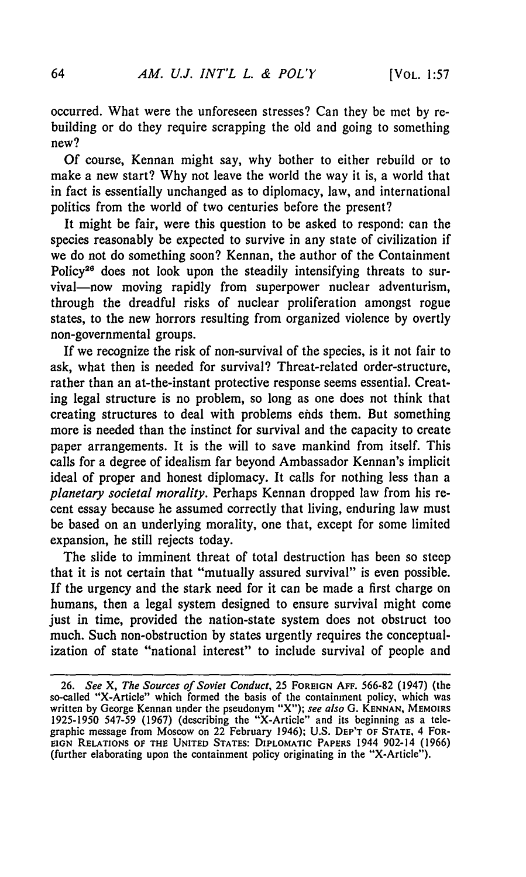occurred. What were the unforeseen stresses? Can they be met by rebuilding or do they require scrapping the old and going to something new?

Of course, Kennan might say, why bother to either rebuild or to make a new start? Why not leave the world the way it is, a world that in fact is essentially unchanged as to diplomacy, law, and international politics from the world of two centuries before the present?

It might be fair, were this question to be asked to respond: can the species reasonably be expected to survive in any state of civilization if we do not do something soon? Kennan, the author of the Containment Policy[26] does not look upon the steadily intensifying threats to survival—now moving rapidly from superpower nuclear adventurism, through the dreadful risks of nuclear proliferation amongst rogue states, to the new horrors resulting from organized violence by overtly non-governmental groups.

If we recognize the risk of non-survival of the species, is it not fair to ask, what then is needed for survival? Threat-related order-structure, rather than an at-the-instant protective response seems essential. Creating legal structure is no problem, so long as one does not think that creating structures to deal with problems ends them. But something more is needed than the instinct for survival and the capacity to create paper arrangements. It is the will to save mankind from itself. This calls for a degree of idealism far beyond Ambassador Kennan's implicit ideal of proper and honest diplomacy. It calls for nothing less than a *planetary societal morality*. Perhaps Kennan dropped law from his recent essay because he assumed correctly that living, enduring law must be based on an underlying morality, one that, except for some limited expansion, he still rejects today.

The slide to imminent threat of total destruction has been so steep that it is not certain that "mutually assured survival" is even possible. If the urgency and the stark need for it can be made a first charge on humans, then a legal system designed to ensure survival might come just in time, provided the nation-state system does not obstruct too much. Such non-obstruction by states urgently requires the conceptualization of state "national interest" to include survival of people and

---

26. *See* X, *The Sources of Soviet Conduct*, 25 FOREIGN AFF. 566-82 (1947) (the so-called "X-Article" which formed the basis of the containment policy, which was written by George Kennan under the pseudonym "X"); *see also* G. KENNAN, MEMOIRS 1925-1950 547-59 (1967) (describing the "X-Article" and its beginning as a telegraphic message from Moscow on 22 February 1946); U.S. DEP'T OF STATE, 4 FOREIGN RELATIONS OF THE UNITED STATES: DIPLOMATIC PAPERS 1944 902-14 (1966) (further elaborating upon the containment policy originating in the "X-Article").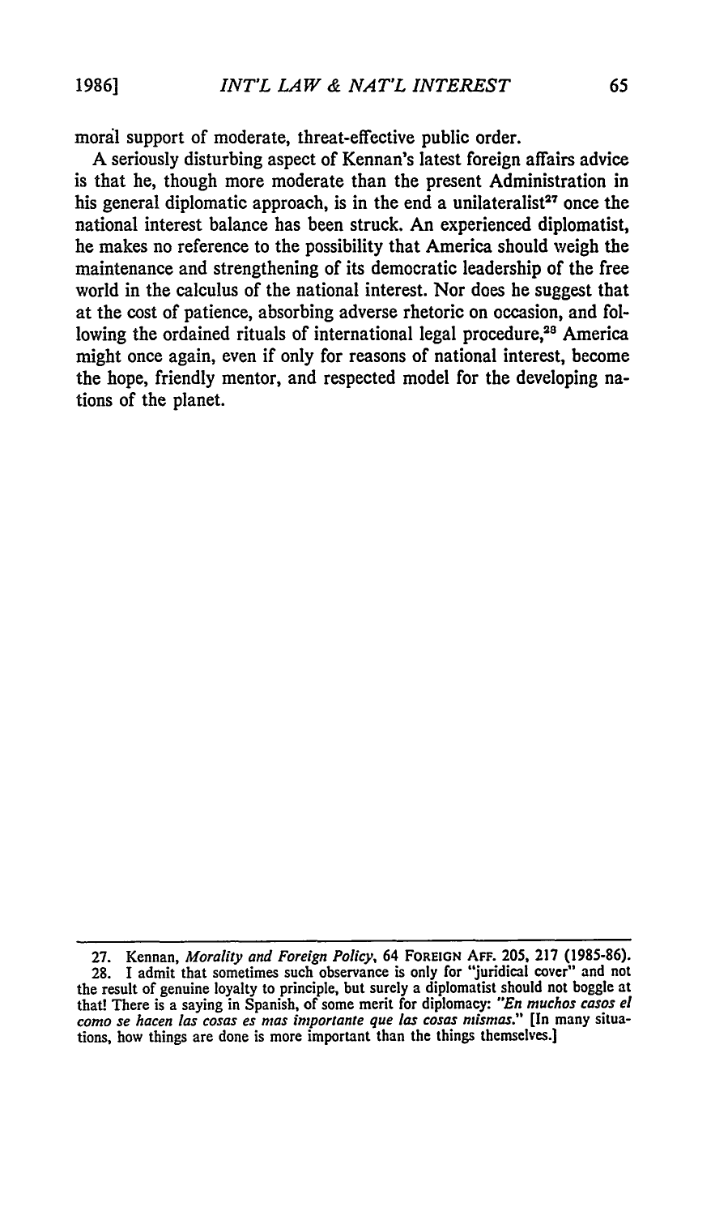moral support of moderate, threat-effective public order.

A seriously disturbing aspect of Kennan's latest foreign affairs advice is that he, though more moderate than the present Administration in his general diplomatic approach, is in the end a unilateralist[27] once the national interest balance has been struck. An experienced diplomatist, he makes no reference to the possibility that America should weigh the maintenance and strengthening of its democratic leadership of the free world in the calculus of the national interest. Nor does he suggest that at the cost of patience, absorbing adverse rhetoric on occasion, and following the ordained rituals of international legal procedure,[28] America might once again, even if only for reasons of national interest, become the hope, friendly mentor, and respected model for the developing nations of the planet.

---

27. Kennan, *Morality and Foreign Policy*, 64 FOREIGN AFF. 205, 217 (1985-86).

28. I admit that sometimes such observance is only for "juridical cover" and not the result of genuine loyalty to principle, but surely a diplomatist should not boggle at that! There is a saying in Spanish, of some merit for diplomacy: *"En muchos casos el como se hacen las cosas es mas importante que las cosas mismas."* [In many situations, how things are done is more important than the things themselves.]